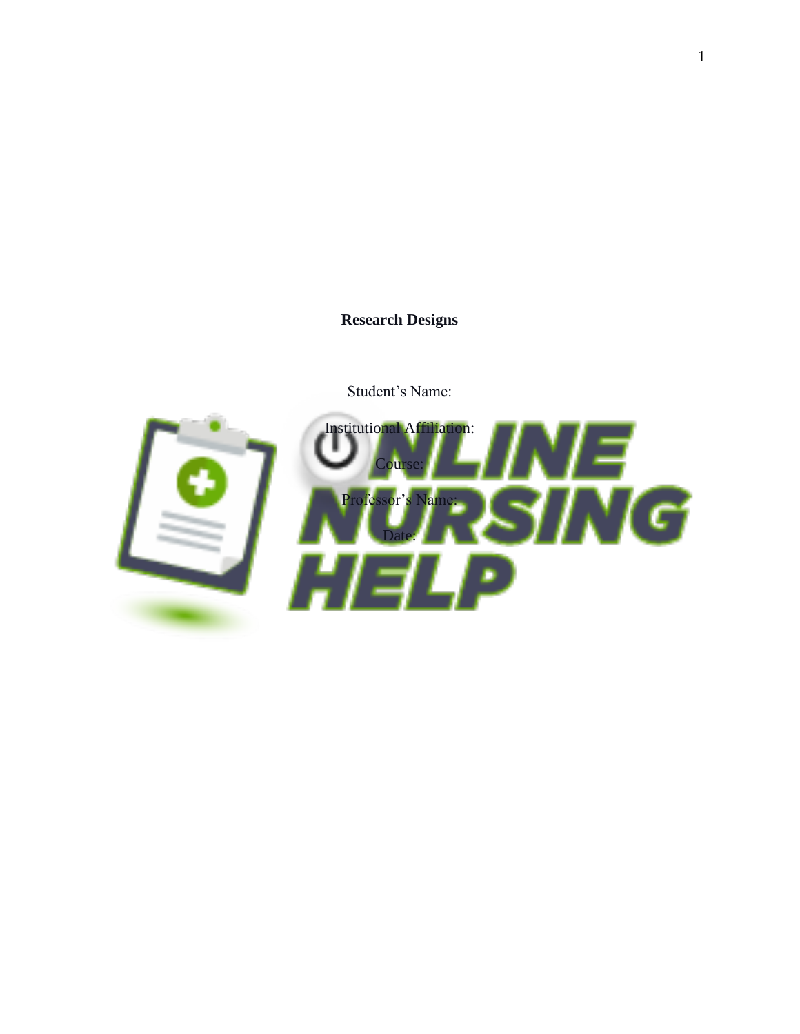**Research Designs**

Student's Name:

Institutional Affiliation:

Course:

Professor's Name:

Date: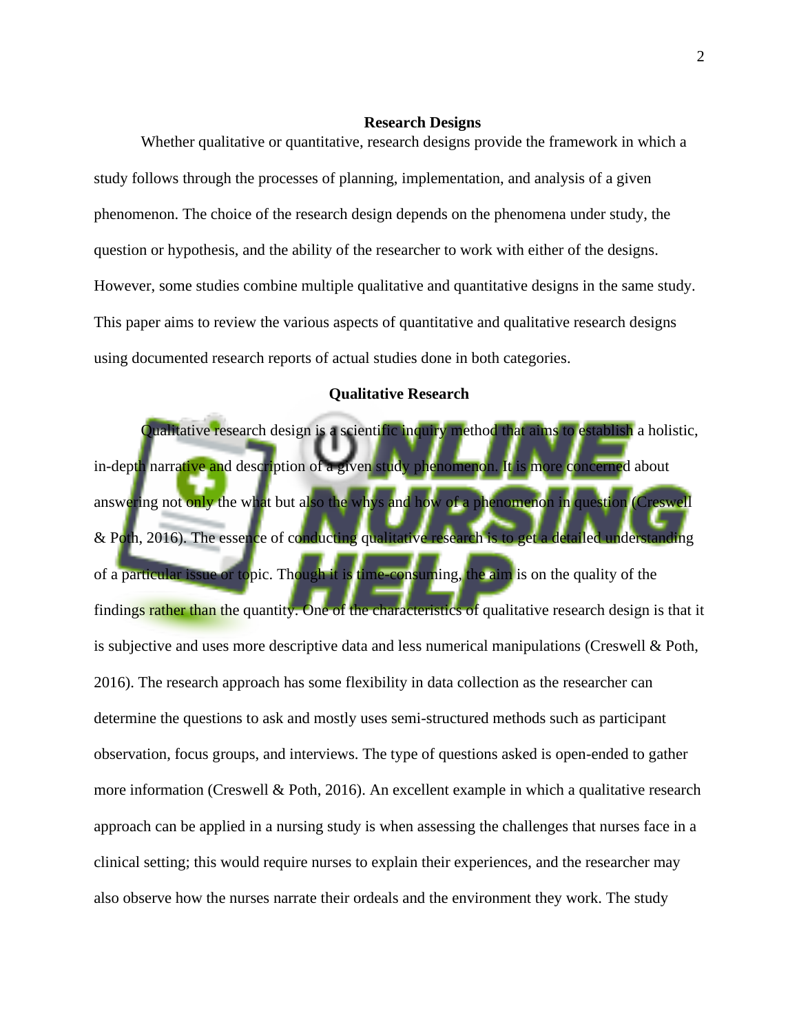## Research Designs

Whether qualitative or quantitative, research designs provide the framework in which a study follows through the processes of planning, implementation, and analysis of a given phenomenon. The choice of the research design depends on the phenomena under study, the question or hypothesis, and the ability of the researcher to work with either of the designs. However, some studies combine multiple qualitative and quantitative designs in the same study. This paper aims to review the various aspects of quantitative and qualitative research designs using documented research reports of actual studies done in both categories.

## Qualitative Research

Qualitative research design is a scientific inquiry method that aims to establish a holistic, in-depth narrative and description of a given study phenomenon. It is more concerned about answering not only the what but also the whys and how of a phenomenon in question (Creswell & Poth, 2016). The essence of conducting qualitative research is to get a detailed understanding of a particular issue or topic. Though it is time-consuming, the aim is on the quality of the findings rather than the quantity. One of the characteristics of qualitative research design is that it is subjective and uses more descriptive data and less numerical manipulations (Creswell & Poth, 2016). The research approach has some flexibility in data collection as the researcher can determine the questions to ask and mostly uses semi-structured methods such as participant observation, focus groups, and interviews. The type of questions asked is open-ended to gather more information (Creswell & Poth, 2016). An excellent example in which a qualitative research approach can be applied in a nursing study is when assessing the challenges that nurses face in a clinical setting; this would require nurses to explain their experiences, and the researcher may also observe how the nurses narrate their ordeals and the environment they work. The study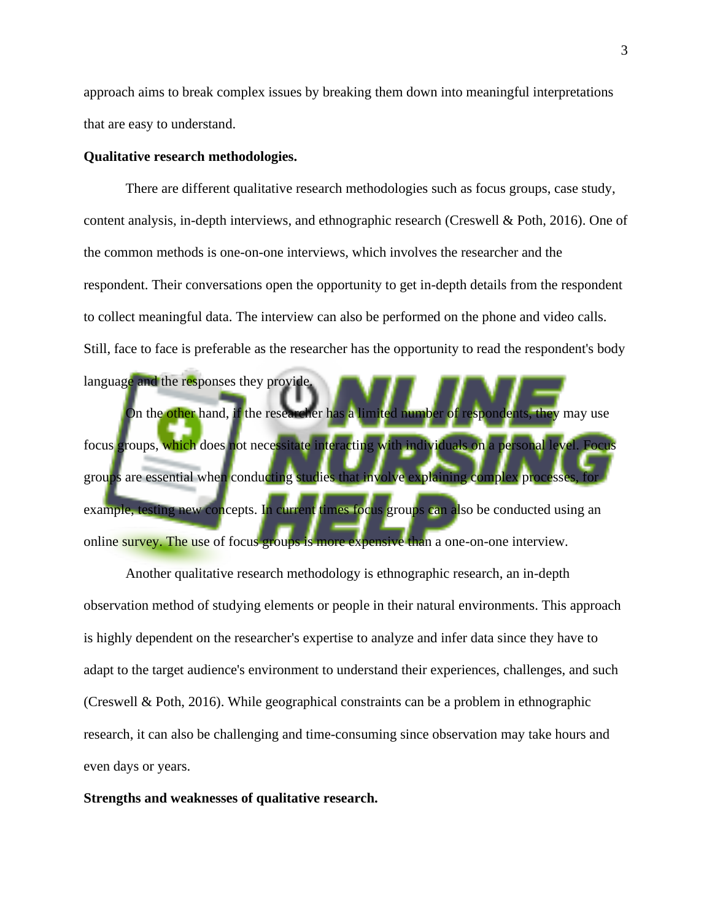approach aims to break complex issues by breaking them down into meaningful interpretations that are easy to understand.

**Qualitative research methodologies.**

There are different qualitative research methodologies such as focus groups, case study, content analysis, in-depth interviews, and ethnographic research (Creswell & Poth, 2016). One of the common methods is one-on-one interviews, which involves the researcher and the respondent. Their conversations open the opportunity to get in-depth details from the respondent to collect meaningful data. The interview can also be performed on the phone and video calls. Still, face to face is preferable as the researcher has the opportunity to read the respondent's body language and the responses they provide.

On the other hand, if the researcher has a limited number of respondents, they may use focus groups, which does not necessitate interacting with individuals on a personal level. Focus groups are essential when conducting studies that involve explaining complex processes, for example, testing new concepts. In current times focus groups can also be conducted using an online survey. The use of focus groups is more expensive than a one-on-one interview.

Another qualitative research methodology is ethnographic research, an in-depth observation method of studying elements or people in their natural environments. This approach is highly dependent on the researcher's expertise to analyze and infer data since they have to adapt to the target audience's environment to understand their experiences, challenges, and such (Creswell & Poth, 2016). While geographical constraints can be a problem in ethnographic research, it can also be challenging and time-consuming since observation may take hours and even days or years.

**Strengths and weaknesses of qualitative research.**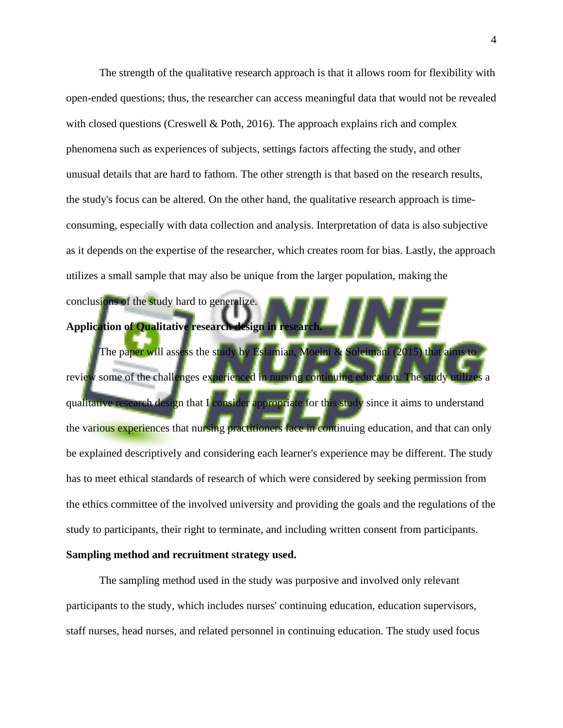The strength of the qualitative research approach is that it allows room for flexibility with open-ended questions; thus, the researcher can access meaningful data that would not be revealed with closed questions (Creswell & Poth, 2016). The approach explains rich and complex phenomena such as experiences of subjects, settings factors affecting the study, and other unusual details that are hard to fathom. The other strength is that based on the research results, the study's focus can be altered. On the other hand, the qualitative research approach is time-consuming, especially with data collection and analysis. Interpretation of data is also subjective as it depends on the expertise of the researcher, which creates room for bias. Lastly, the approach utilizes a small sample that may also be unique from the larger population, making the conclusions of the study hard to generalize.

**Application of Qualitative research design in research.**

The paper will assess the study by Eslamian, Moeini & Soleimani (2015) that aims to review some of the challenges experienced in nursing continuing education. The study utilizes a qualitative research design that I consider appropriate for this study since it aims to understand the various experiences that nursing practitioners face in continuing education, and that can only be explained descriptively and considering each learner's experience may be different. The study has to meet ethical standards of research of which were considered by seeking permission from the ethics committee of the involved university and providing the goals and the regulations of the study to participants, their right to terminate, and including written consent from participants.

**Sampling method and recruitment strategy used.**

The sampling method used in the study was purposive and involved only relevant participants to the study, which includes nurses' continuing education, education supervisors, staff nurses, head nurses, and related personnel in continuing education. The study used focus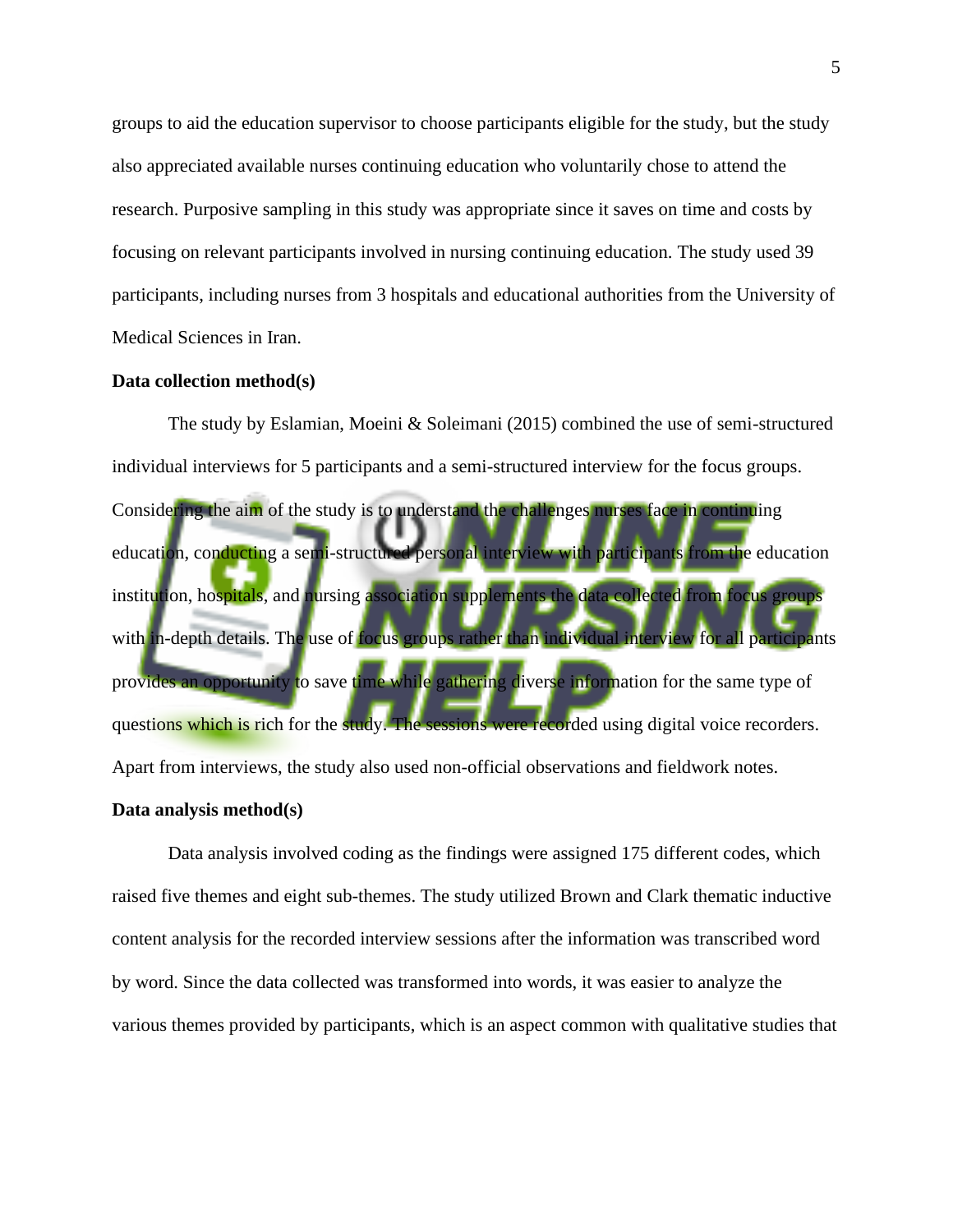groups to aid the education supervisor to choose participants eligible for the study, but the study also appreciated available nurses continuing education who voluntarily chose to attend the research. Purposive sampling in this study was appropriate since it saves on time and costs by focusing on relevant participants involved in nursing continuing education. The study used 39 participants, including nurses from 3 hospitals and educational authorities from the University of Medical Sciences in Iran.

**Data collection method(s)**

The study by Eslamian, Moeini & Soleimani (2015) combined the use of semi-structured individual interviews for 5 participants and a semi-structured interview for the focus groups. Considering the aim of the study is to understand the challenges nurses face in continuing education, conducting a semi-structured personal interview with participants from the education institution, hospitals, and nursing association supplements the data collected from focus groups with in-depth details. The use of focus groups rather than individual interview for all participants provides an opportunity to save time while gathering diverse information for the same type of questions which is rich for the study. The sessions were recorded using digital voice recorders. Apart from interviews, the study also used non-official observations and fieldwork notes.

**Data analysis method(s)**

Data analysis involved coding as the findings were assigned 175 different codes, which raised five themes and eight sub-themes. The study utilized Brown and Clark thematic inductive content analysis for the recorded interview sessions after the information was transcribed word by word. Since the data collected was transformed into words, it was easier to analyze the various themes provided by participants, which is an aspect common with qualitative studies that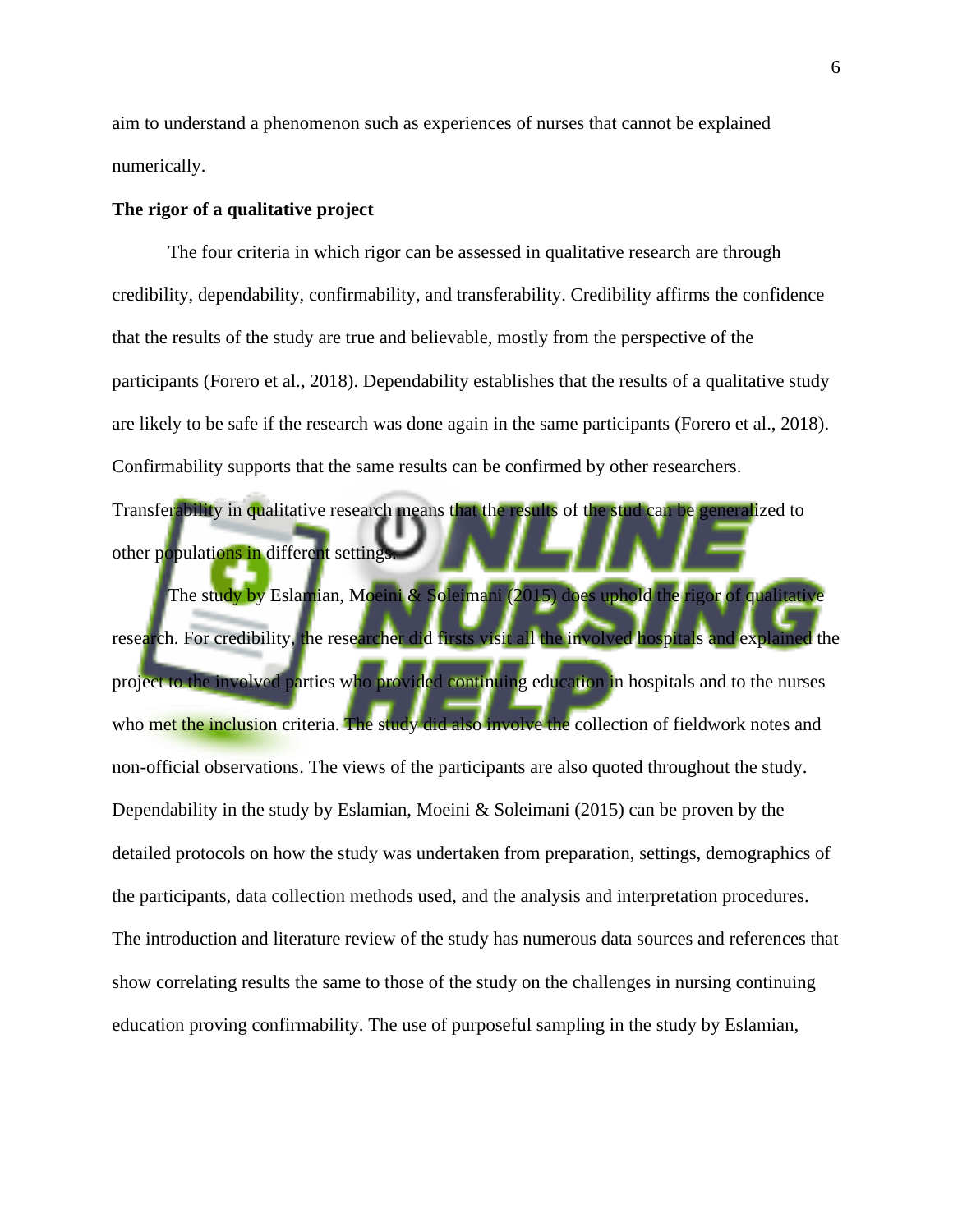aim to understand a phenomenon such as experiences of nurses that cannot be explained numerically.

**The rigor of a qualitative project**

The four criteria in which rigor can be assessed in qualitative research are through credibility, dependability, confirmability, and transferability. Credibility affirms the confidence that the results of the study are true and believable, mostly from the perspective of the participants (Forero et al., 2018). Dependability establishes that the results of a qualitative study are likely to be safe if the research was done again in the same participants (Forero et al., 2018). Confirmability supports that the same results can be confirmed by other researchers. Transferability in qualitative research means that the results of the stud can be generalized to other populations in different settings.

The study by Eslamian, Moeini & Soleimani (2015) does uphold the rigor of qualitative research. For credibility, the researcher did firsts visit all the involved hospitals and explained the project to the involved parties who provided continuing education in hospitals and to the nurses who met the inclusion criteria. The study did also involve the collection of fieldwork notes and non-official observations. The views of the participants are also quoted throughout the study. Dependability in the study by Eslamian, Moeini & Soleimani (2015) can be proven by the detailed protocols on how the study was undertaken from preparation, settings, demographics of the participants, data collection methods used, and the analysis and interpretation procedures. The introduction and literature review of the study has numerous data sources and references that show correlating results the same to those of the study on the challenges in nursing continuing education proving confirmability. The use of purposeful sampling in the study by Eslamian,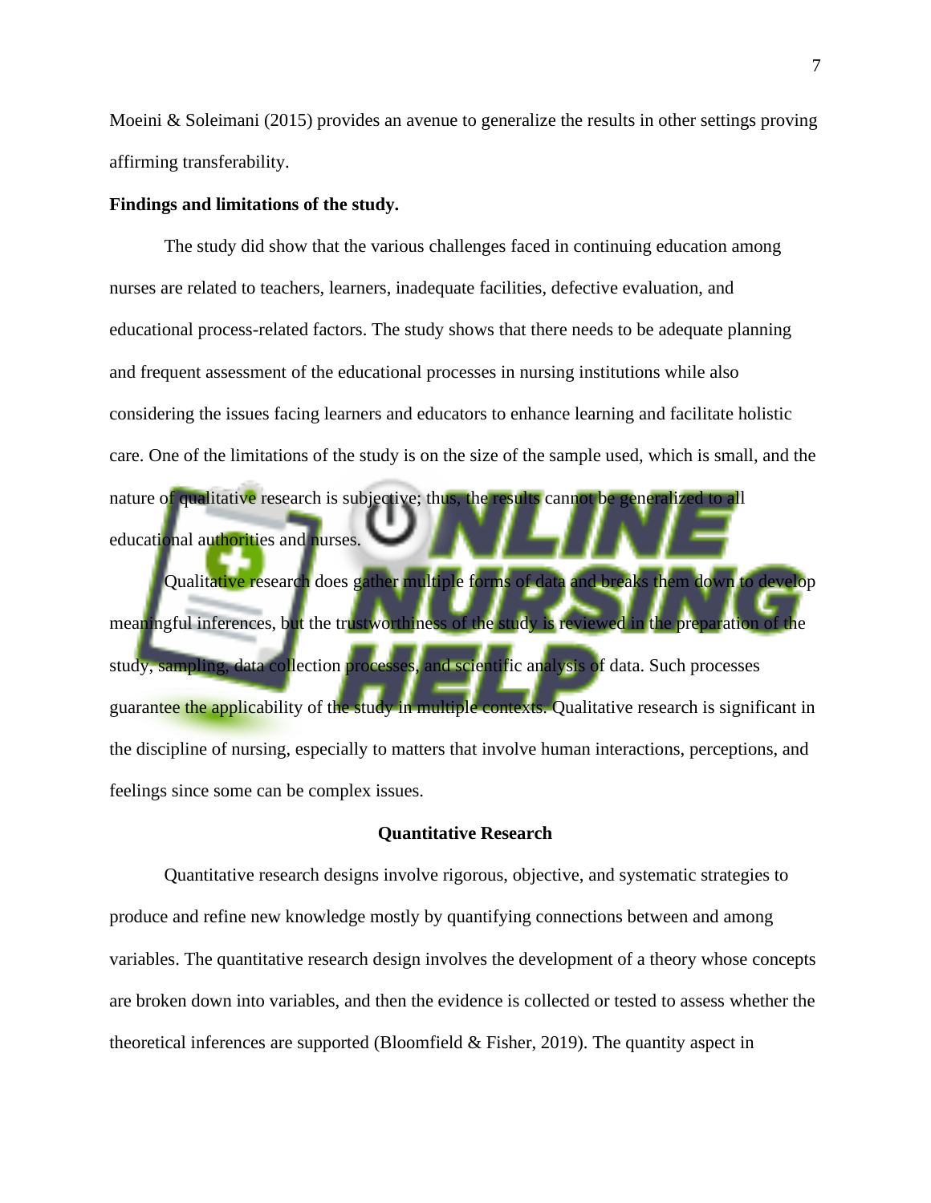Moeini & Soleimani (2015) provides an avenue to generalize the results in other settings proving affirming transferability.

**Findings and limitations of the study.**

The study did show that the various challenges faced in continuing education among nurses are related to teachers, learners, inadequate facilities, defective evaluation, and educational process-related factors. The study shows that there needs to be adequate planning and frequent assessment of the educational processes in nursing institutions while also considering the issues facing learners and educators to enhance learning and facilitate holistic care. One of the limitations of the study is on the size of the sample used, which is small, and the nature of qualitative research is subjective; thus, the results cannot be generalized to all educational authorities and nurses.

Qualitative research does gather multiple forms of data and breaks them down to develop meaningful inferences, but the trustworthiness of the study is reviewed in the preparation of the study, sampling, data collection processes, and scientific analysis of data. Such processes guarantee the applicability of the study in multiple contexts. Qualitative research is significant in the discipline of nursing, especially to matters that involve human interactions, perceptions, and feelings since some can be complex issues.

## Quantitative Research

Quantitative research designs involve rigorous, objective, and systematic strategies to produce and refine new knowledge mostly by quantifying connections between and among variables. The quantitative research design involves the development of a theory whose concepts are broken down into variables, and then the evidence is collected or tested to assess whether the theoretical inferences are supported (Bloomfield & Fisher, 2019). The quantity aspect in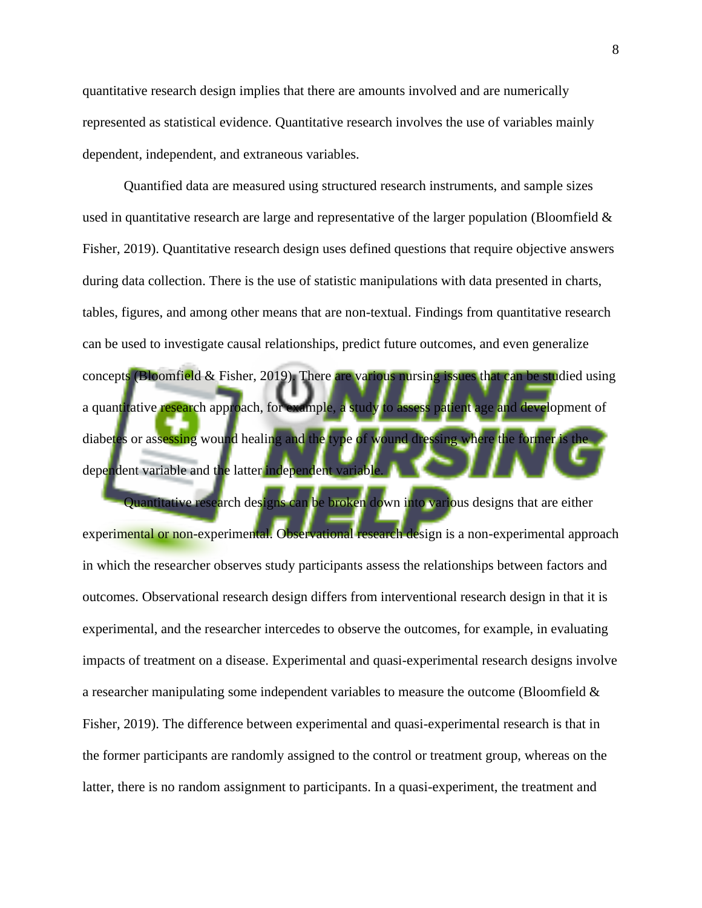quantitative research design implies that there are amounts involved and are numerically represented as statistical evidence. Quantitative research involves the use of variables mainly dependent, independent, and extraneous variables.

Quantified data are measured using structured research instruments, and sample sizes used in quantitative research are large and representative of the larger population (Bloomfield & Fisher, 2019). Quantitative research design uses defined questions that require objective answers during data collection. There is the use of statistic manipulations with data presented in charts, tables, figures, and among other means that are non-textual. Findings from quantitative research can be used to investigate causal relationships, predict future outcomes, and even generalize concepts (Bloomfield & Fisher, 2019). There are various nursing issues that can be studied using a quantitative research approach, for example, a study to assess patient age and development of diabetes or assessing wound healing and the type of wound dressing where the former is the dependent variable and the latter independent variable.

Quantitative research designs can be broken down into various designs that are either experimental or non-experimental. Observational research design is a non-experimental approach in which the researcher observes study participants assess the relationships between factors and outcomes. Observational research design differs from interventional research design in that it is experimental, and the researcher intercedes to observe the outcomes, for example, in evaluating impacts of treatment on a disease. Experimental and quasi-experimental research designs involve a researcher manipulating some independent variables to measure the outcome (Bloomfield & Fisher, 2019). The difference between experimental and quasi-experimental research is that in the former participants are randomly assigned to the control or treatment group, whereas on the latter, there is no random assignment to participants. In a quasi-experiment, the treatment and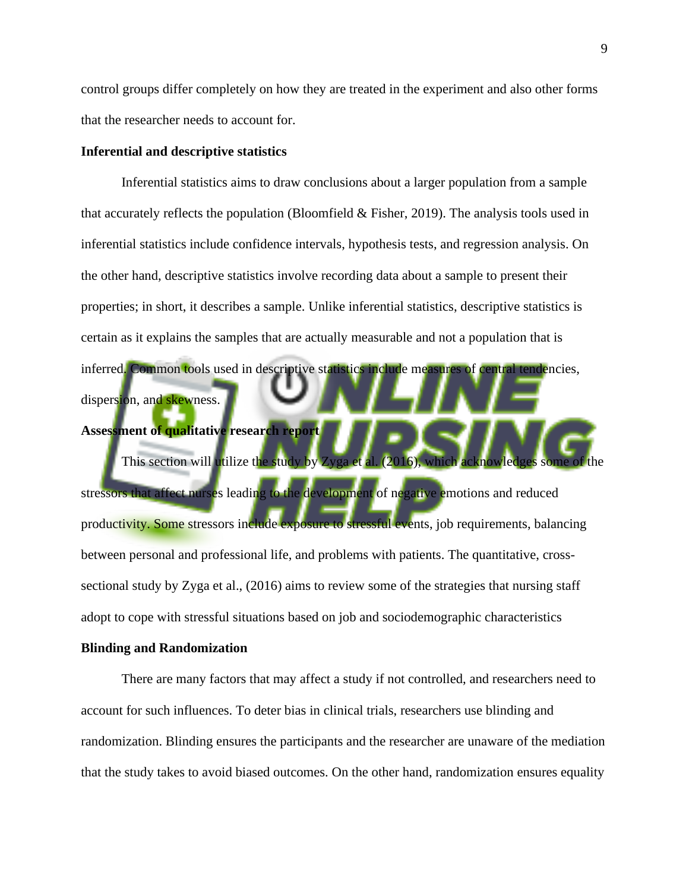control groups differ completely on how they are treated in the experiment and also other forms that the researcher needs to account for.

**Inferential and descriptive statistics**

Inferential statistics aims to draw conclusions about a larger population from a sample that accurately reflects the population (Bloomfield & Fisher, 2019). The analysis tools used in inferential statistics include confidence intervals, hypothesis tests, and regression analysis. On the other hand, descriptive statistics involve recording data about a sample to present their properties; in short, it describes a sample. Unlike inferential statistics, descriptive statistics is certain as it explains the samples that are actually measurable and not a population that is inferred. Common tools used in descriptive statistics include measures of central tendencies, dispersion, and skewness.

**Assessment of qualitative research report**

This section will utilize the study by Zyga et al. (2016), which acknowledges some of the stressors that affect nurses leading to the development of negative emotions and reduced productivity. Some stressors include exposure to stressful events, job requirements, balancing between personal and professional life, and problems with patients. The quantitative, cross-sectional study by Zyga et al., (2016) aims to review some of the strategies that nursing staff adopt to cope with stressful situations based on job and sociodemographic characteristics

**Blinding and Randomization**

There are many factors that may affect a study if not controlled, and researchers need to account for such influences. To deter bias in clinical trials, researchers use blinding and randomization. Blinding ensures the participants and the researcher are unaware of the mediation that the study takes to avoid biased outcomes. On the other hand, randomization ensures equality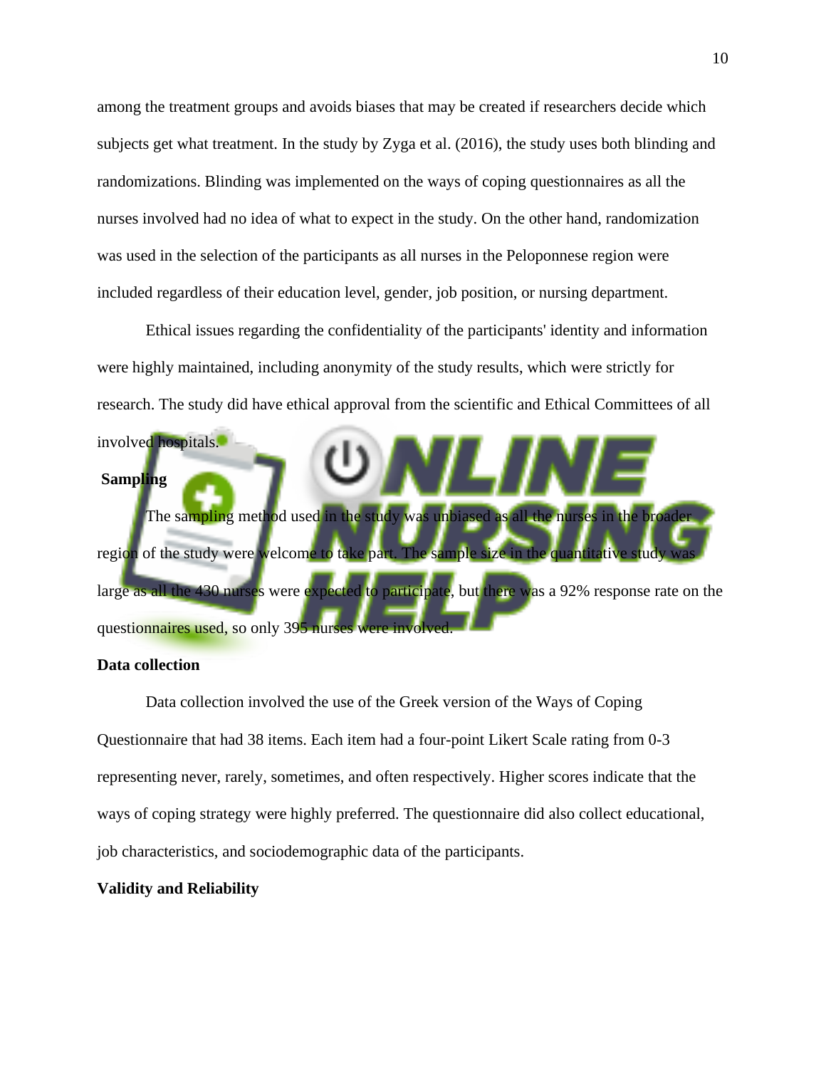among the treatment groups and avoids biases that may be created if researchers decide which subjects get what treatment. In the study by Zyga et al. (2016), the study uses both blinding and randomizations. Blinding was implemented on the ways of coping questionnaires as all the nurses involved had no idea of what to expect in the study. On the other hand, randomization was used in the selection of the participants as all nurses in the Peloponnese region were included regardless of their education level, gender, job position, or nursing department.

Ethical issues regarding the confidentiality of the participants' identity and information were highly maintained, including anonymity of the study results, which were strictly for research. The study did have ethical approval from the scientific and Ethical Committees of all involved hospitals.

**Sampling**

The sampling method used in the study was unbiased as all the nurses in the broader region of the study were welcome to take part. The sample size in the quantitative study was large as all the 430 nurses were expected to participate, but there was a 92% response rate on the questionnaires used, so only 395 nurses were involved.

**Data collection**

Data collection involved the use of the Greek version of the Ways of Coping Questionnaire that had 38 items. Each item had a four-point Likert Scale rating from 0-3 representing never, rarely, sometimes, and often respectively. Higher scores indicate that the ways of coping strategy were highly preferred. The questionnaire did also collect educational, job characteristics, and sociodemographic data of the participants.

**Validity and Reliability**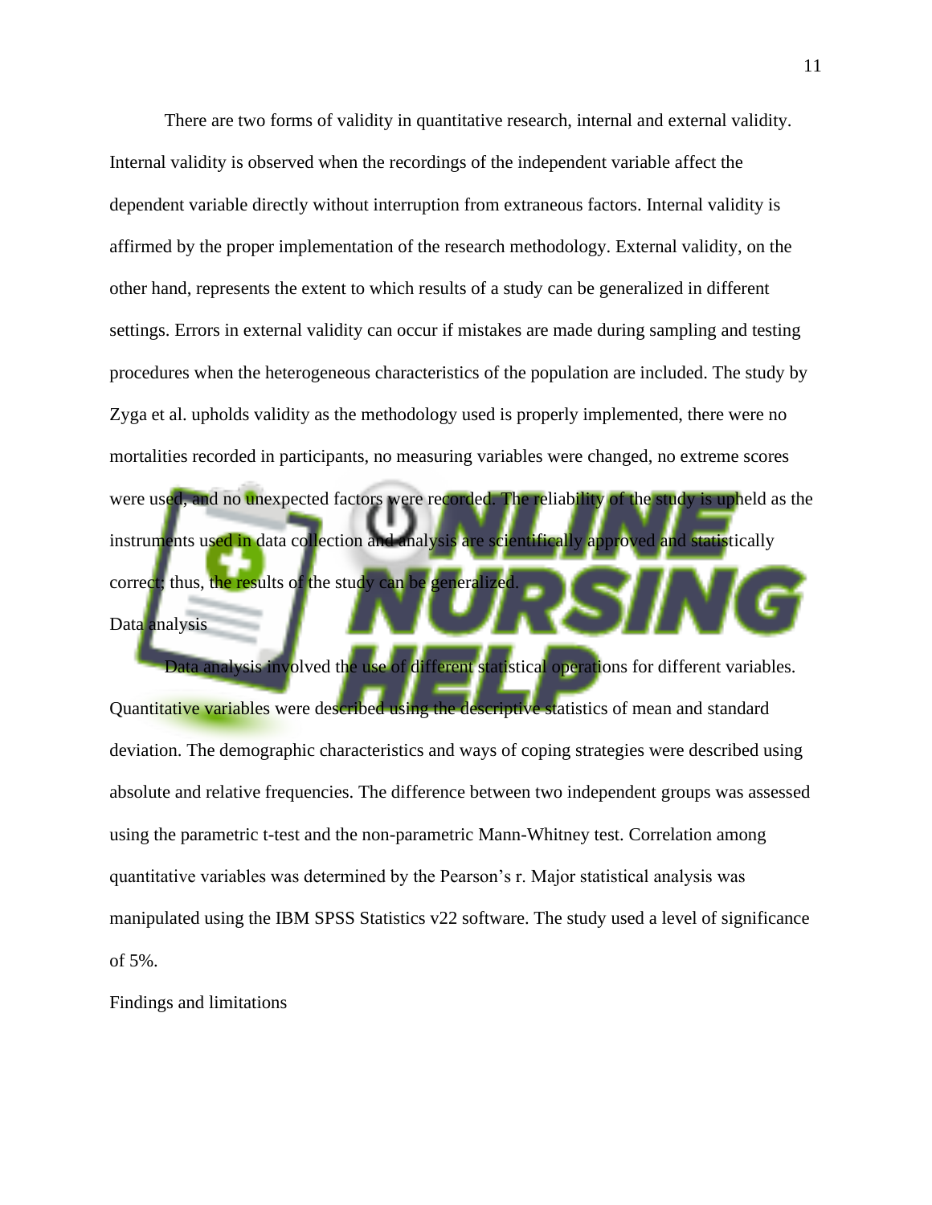There are two forms of validity in quantitative research, internal and external validity. Internal validity is observed when the recordings of the independent variable affect the dependent variable directly without interruption from extraneous factors. Internal validity is affirmed by the proper implementation of the research methodology. External validity, on the other hand, represents the extent to which results of a study can be generalized in different settings. Errors in external validity can occur if mistakes are made during sampling and testing procedures when the heterogeneous characteristics of the population are included. The study by Zyga et al. upholds validity as the methodology used is properly implemented, there were no mortalities recorded in participants, no measuring variables were changed, no extreme scores were used, and no unexpected factors were recorded. The reliability of the study is upheld as the instruments used in data collection and analysis are scientifically approved and statistically correct; thus, the results of the study can be generalized.

## Data analysis

Data analysis involved the use of different statistical operations for different variables. Quantitative variables were described using the descriptive statistics of mean and standard deviation. The demographic characteristics and ways of coping strategies were described using absolute and relative frequencies. The difference between two independent groups was assessed using the parametric t-test and the non-parametric Mann-Whitney test. Correlation among quantitative variables was determined by the Pearson's r. Major statistical analysis was manipulated using the IBM SPSS Statistics v22 software. The study used a level of significance of 5%.

## Findings and limitations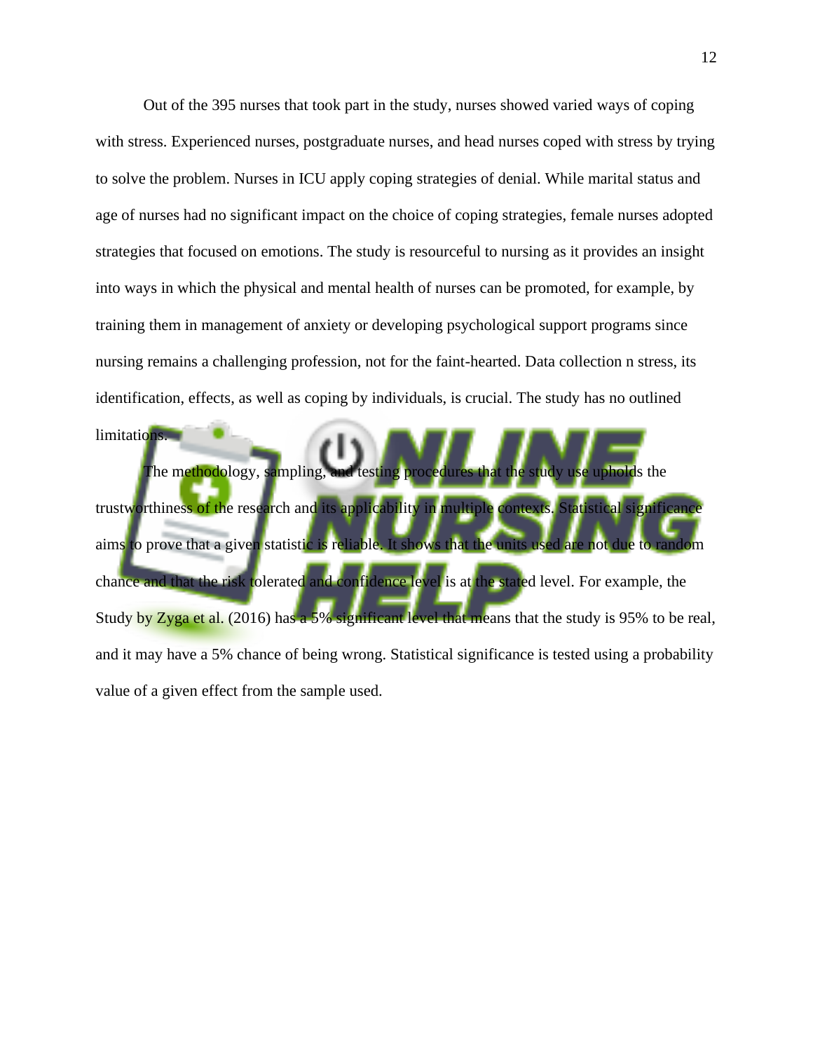Out of the 395 nurses that took part in the study, nurses showed varied ways of coping with stress. Experienced nurses, postgraduate nurses, and head nurses coped with stress by trying to solve the problem. Nurses in ICU apply coping strategies of denial. While marital status and age of nurses had no significant impact on the choice of coping strategies, female nurses adopted strategies that focused on emotions. The study is resourceful to nursing as it provides an insight into ways in which the physical and mental health of nurses can be promoted, for example, by training them in management of anxiety or developing psychological support programs since nursing remains a challenging profession, not for the faint-hearted. Data collection n stress, its identification, effects, as well as coping by individuals, is crucial. The study has no outlined limitations.

The methodology, sampling, and testing procedures that the study use upholds the trustworthiness of the research and its applicability in multiple contexts. Statistical significance aims to prove that a given statistic is reliable. It shows that the units used are not due to random chance and that the risk tolerated and confidence level is at the stated level. For example, the Study by Zyga et al. (2016) has a 5% significant level that means that the study is 95% to be real, and it may have a 5% chance of being wrong. Statistical significance is tested using a probability value of a given effect from the sample used.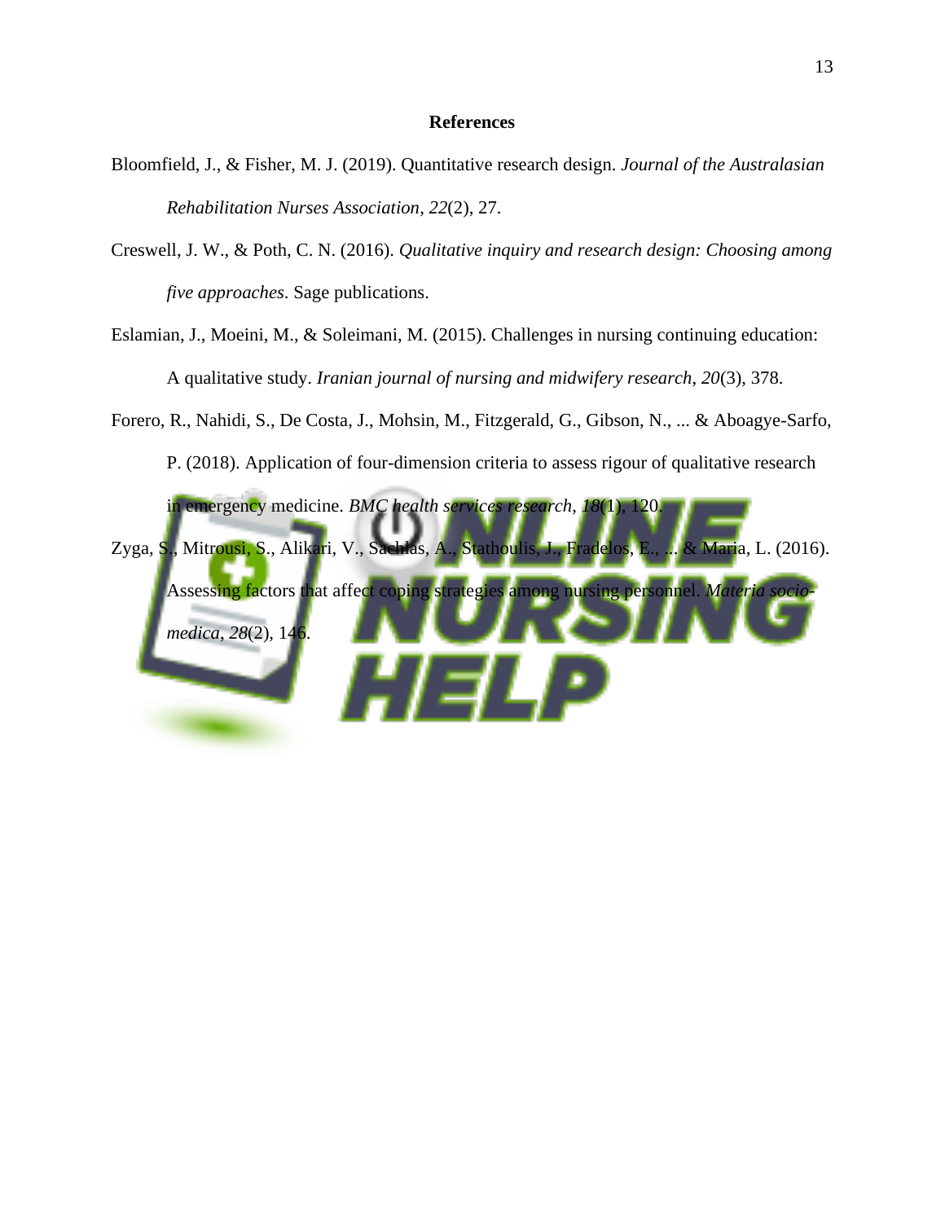# References

Bloomfield, J., & Fisher, M. J. (2019). Quantitative research design. *Journal of the Australasian Rehabilitation Nurses Association*, *22*(2), 27.

Creswell, J. W., & Poth, C. N. (2016). *Qualitative inquiry and research design: Choosing among five approaches*. Sage publications.

Eslamian, J., Moeini, M., & Soleimani, M. (2015). Challenges in nursing continuing education: A qualitative study. *Iranian journal of nursing and midwifery research*, *20*(3), 378.

Forero, R., Nahidi, S., De Costa, J., Mohsin, M., Fitzgerald, G., Gibson, N., ... & Aboagye-Sarfo, P. (2018). Application of four-dimension criteria to assess rigour of qualitative research in emergency medicine. *BMC health services research*, *18*(1), 120.

Zyga, S., Mitrousi, S., Alikari, V., Sachlas, A., Stathoulis, J., Fradelos, E., ... & Maria, L. (2016). Assessing factors that affect coping strategies among nursing personnel. *Materia socio-medica*, *28*(2), 146.